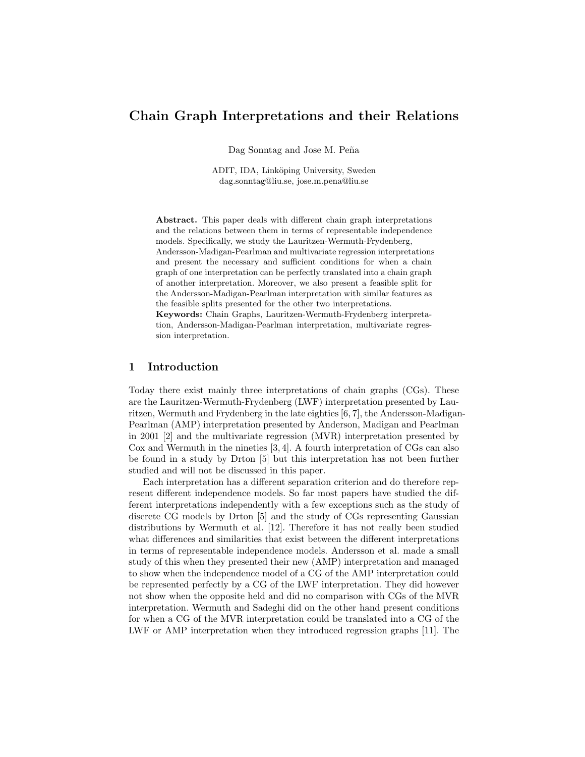// Transcription for document f65936d80fc1, page 1 of 15
# Chain Graph Interpretations and their Relations

Dag Sonntag and Jose M. Peña

ADIT, IDA, Linköping University, Sweden
dag.sonntag@liu.se, jose.m.pena@liu.se

**Abstract.** This paper deals with different chain graph interpretations and the relations between them in terms of representable independence models. Specifically, we study the Lauritzen-Wermuth-Frydenberg, Andersson-Madigan-Pearlman and multivariate regression interpretations and present the necessary and sufficient conditions for when a chain graph of one interpretation can be perfectly translated into a chain graph of another interpretation. Moreover, we also present a feasible split for the Andersson-Madigan-Pearlman interpretation with similar features as the feasible splits presented for the other two interpretations.
**Keywords:** Chain Graphs, Lauritzen-Wermuth-Frydenberg interpretation, Andersson-Madigan-Pearlman interpretation, multivariate regression interpretation.

## 1 Introduction

Today there exist mainly three interpretations of chain graphs (CGs). These are the Lauritzen-Wermuth-Frydenberg (LWF) interpretation presented by Lauritzen, Wermuth and Frydenberg in the late eighties [6, 7], the Andersson-Madigan-Pearlman (AMP) interpretation presented by Anderson, Madigan and Pearlman in 2001 [2] and the multivariate regression (MVR) interpretation presented by Cox and Wermuth in the nineties [3, 4]. A fourth interpretation of CGs can also be found in a study by Drton [5] but this interpretation has not been further studied and will not be discussed in this paper.

Each interpretation has a different separation criterion and do therefore represent different independence models. So far most papers have studied the different interpretations independently with a few exceptions such as the study of discrete CG models by Drton [5] and the study of CGs representing Gaussian distributions by Wermuth et al. [12]. Therefore it has not really been studied what differences and similarities that exist between the different interpretations in terms of representable independence models. Andersson et al. made a small study of this when they presented their new (AMP) interpretation and managed to show when the independence model of a CG of the AMP interpretation could be represented perfectly by a CG of the LWF interpretation. They did however not show when the opposite held and did no comparison with CGs of the MVR interpretation. Wermuth and Sadeghi did on the other hand present conditions for when a CG of the MVR interpretation could be translated into a CG of the LWF or AMP interpretation when they introduced regression graphs [11]. The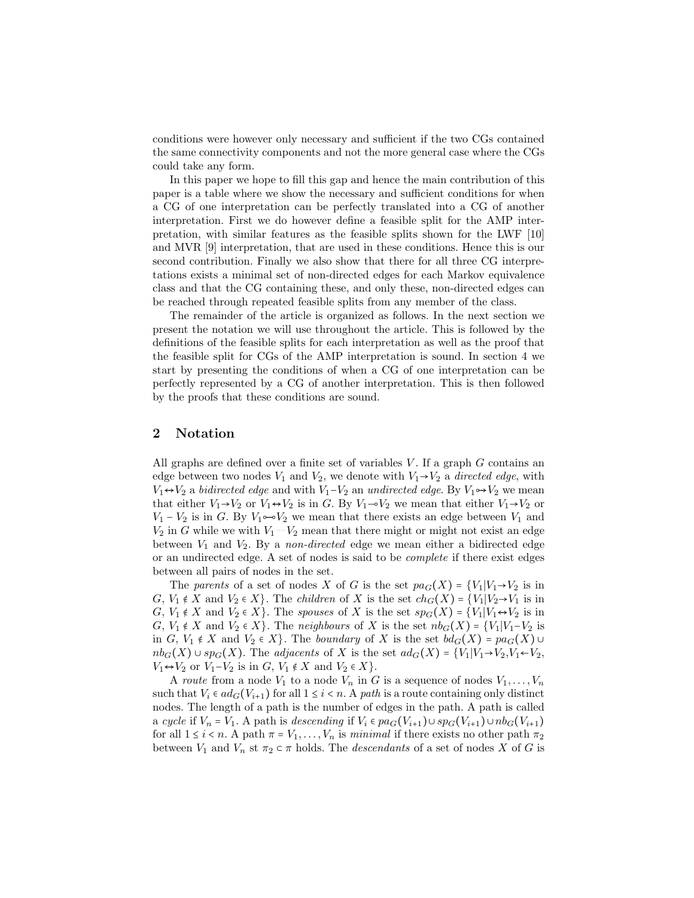conditions were however only necessary and sufficient if the two CGs contained the same connectivity components and not the more general case where the CGs could take any form.

In this paper we hope to fill this gap and hence the main contribution of this paper is a table where we show the necessary and sufficient conditions for when a CG of one interpretation can be perfectly translated into a CG of another interpretation. First we do however define a feasible split for the AMP interpretation, with similar features as the feasible splits shown for the LWF [10] and MVR [9] interpretation, that are used in these conditions. Hence this is our second contribution. Finally we also show that there for all three CG interpretations exists a minimal set of non-directed edges for each Markov equivalence class and that the CG containing these, and only these, non-directed edges can be reached through repeated feasible splits from any member of the class.

The remainder of the article is organized as follows. In the next section we present the notation we will use throughout the article. This is followed by the definitions of the feasible splits for each interpretation as well as the proof that the feasible split for CGs of the AMP interpretation is sound. In section 4 we start by presenting the conditions of when a CG of one interpretation can be perfectly represented by a CG of another interpretation. This is then followed by the proofs that these conditions are sound.

## 2 Notation

All graphs are defined over a finite set of variables $V$. If a graph $G$ contains an edge between two nodes $V_1$ and $V_2$, we denote with $V_1 \rightarrow V_2$ a *directed edge*, with $V_1 \leftrightarrow V_2$ a *bidirected edge* and with $V_1 - V_2$ an *undirected edge*. By $V_1 \circ\!\!\rightarrow V_2$ we mean that either $V_1 \rightarrow V_2$ or $V_1 \leftrightarrow V_2$ is in $G$. By $V_1 -\!\!\circ V_2$ we mean that either $V_1 \rightarrow V_2$ or $V_1 - V_2$ is in $G$. By $V_1 \circ\!\!-\!\!\circ V_2$ we mean that there exists an edge between $V_1$ and $V_2$ in $G$ while we with $V_1 \cdots V_2$ mean that there might or might not exist an edge between $V_1$ and $V_2$. By a *non-directed* edge we mean either a bidirected edge or an undirected edge. A set of nodes is said to be *complete* if there exist edges between all pairs of nodes in the set.

The *parents* of a set of nodes $X$ of $G$ is the set $pa_G(X) = \{V_1 | V_1 \rightarrow V_2$ is in $G$, $V_1 \notin X$ and $V_2 \in X\}$. The *children* of $X$ is the set $ch_G(X) = \{V_1 | V_2 \rightarrow V_1$ is in $G$, $V_1 \notin X$ and $V_2 \in X\}$. The *spouses* of $X$ is the set $sp_G(X) = \{V_1 | V_1 \leftrightarrow V_2$ is in $G$, $V_1 \notin X$ and $V_2 \in X\}$. The *neighbours* of $X$ is the set $nb_G(X) = \{V_1 | V_1 - V_2$ is in $G$, $V_1 \notin X$ and $V_2 \in X\}$. The *boundary* of $X$ is the set $bd_G(X) = pa_G(X) \cup nb_G(X) \cup sp_G(X)$. The *adjacents* of $X$ is the set $ad_G(X) = \{V_1 | V_1 \rightarrow V_2, V_1 \leftarrow V_2, V_1 \leftrightarrow V_2$ or $V_1 - V_2$ is in $G$, $V_1 \notin X$ and $V_2 \in X\}$.

A *route* from a node $V_1$ to a node $V_n$ in $G$ is a sequence of nodes $V_1, \ldots, V_n$ such that $V_i \in ad_G(V_{i+1})$ for all $1 \leq i < n$. A *path* is a route containing only distinct nodes. The length of a path is the number of edges in the path. A path is called a *cycle* if $V_n = V_1$. A path is *descending* if $V_i \in pa_G(V_{i+1}) \cup sp_G(V_{i+1}) \cup nb_G(V_{i+1})$ for all $1 \leq i < n$. A path $\pi = V_1, \ldots, V_n$ is *minimal* if there exists no other path $\pi_2$ between $V_1$ and $V_n$ st $\pi_2 \subset \pi$ holds. The *descendants* of a set of nodes $X$ of $G$ is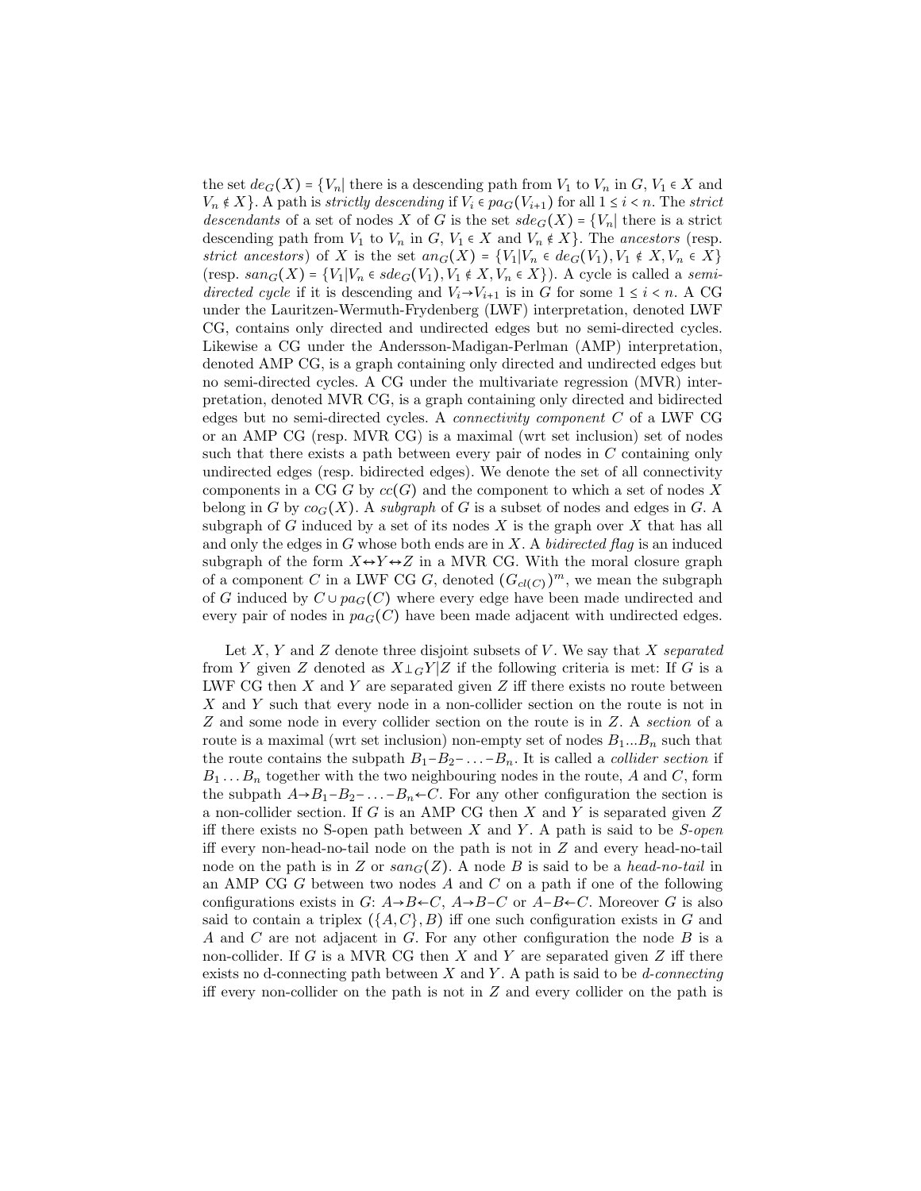the set $de_G(X) = \{V_n|$ there is a descending path from $V_1$ to $V_n$ in $G$, $V_1 \in X$ and $V_n \notin X\}$. A path is *strictly descending* if $V_i \in pa_G(V_{i+1})$ for all $1 \leq i < n$. The *strict descendants* of a set of nodes $X$ of $G$ is the set $sde_G(X) = \{V_n|$ there is a strict descending path from $V_1$ to $V_n$ in $G$, $V_1 \in X$ and $V_n \notin X\}$. The *ancestors* (resp. *strict ancestors*) of $X$ is the set $an_G(X) = \{V_1 | V_n \in de_G(V_1), V_1 \notin X, V_n \in X\}$ (resp. $san_G(X) = \{V_1 | V_n \in sde_G(V_1), V_1 \notin X, V_n \in X\}$). A cycle is called a *semi-directed cycle* if it is descending and $V_i \to V_{i+1}$ is in $G$ for some $1 \leq i < n$. A CG under the Lauritzen-Wermuth-Frydenberg (LWF) interpretation, denoted LWF CG, contains only directed and undirected edges but no semi-directed cycles. Likewise a CG under the Andersson-Madigan-Perlman (AMP) interpretation, denoted AMP CG, is a graph containing only directed and undirected edges but no semi-directed cycles. A CG under the multivariate regression (MVR) interpretation, denoted MVR CG, is a graph containing only directed and bidirected edges but no semi-directed cycles. A *connectivity component* $C$ of a LWF CG or an AMP CG (resp. MVR CG) is a maximal (wrt set inclusion) set of nodes such that there exists a path between every pair of nodes in $C$ containing only undirected edges (resp. bidirected edges). We denote the set of all connectivity components in a CG $G$ by $cc(G)$ and the component to which a set of nodes $X$ belong in $G$ by $co_G(X)$. A *subgraph* of $G$ is a subset of nodes and edges in $G$. A subgraph of $G$ induced by a set of its nodes $X$ is the graph over $X$ that has all and only the edges in $G$ whose both ends are in $X$. A *bidirected flag* is an induced subgraph of the form $X \leftrightarrow Y \leftrightarrow Z$ in a MVR CG. With the moral closure graph of a component $C$ in a LWF CG $G$, denoted $(G_{cl(C)})^m$, we mean the subgraph of $G$ induced by $C \cup pa_G(C)$ where every edge have been made undirected and every pair of nodes in $pa_G(C)$ have been made adjacent with undirected edges.

Let $X$, $Y$ and $Z$ denote three disjoint subsets of $V$. We say that $X$ *separated* from $Y$ given $Z$ denoted as $X \perp_G Y | Z$ if the following criteria is met: If $G$ is a LWF CG then $X$ and $Y$ are separated given $Z$ iff there exists no route between $X$ and $Y$ such that every node in a non-collider section on the route is not in $Z$ and some node in every collider section on the route is in $Z$. A *section* of a route is a maximal (wrt set inclusion) non-empty set of nodes $B_1 ... B_n$ such that the route contains the subpath $B_1 - B_2 - \ldots - B_n$. It is called a *collider section* if $B_1 \ldots B_n$ together with the two neighbouring nodes in the route, $A$ and $C$, form the subpath $A \to B_1 - B_2 - \ldots - B_n \leftarrow C$. For any other configuration the section is a non-collider section. If $G$ is an AMP CG then $X$ and $Y$ is separated given $Z$ iff there exists no S-open path between $X$ and $Y$. A path is said to be *S-open* iff every non-head-no-tail node on the path is not in $Z$ and every head-no-tail node on the path is in $Z$ or $san_G(Z)$. A node $B$ is said to be a *head-no-tail* in an AMP CG $G$ between two nodes $A$ and $C$ on a path if one of the following configurations exists in $G$: $A \to B \leftarrow C$, $A \to B - C$ or $A - B \leftarrow C$. Moreover $G$ is also said to contain a triplex $(\{A, C\}, B)$ iff one such configuration exists in $G$ and $A$ and $C$ are not adjacent in $G$. For any other configuration the node $B$ is a non-collider. If $G$ is a MVR CG then $X$ and $Y$ are separated given $Z$ iff there exists no d-connecting path between $X$ and $Y$. A path is said to be *d-connecting* iff every non-collider on the path is not in $Z$ and every collider on the path is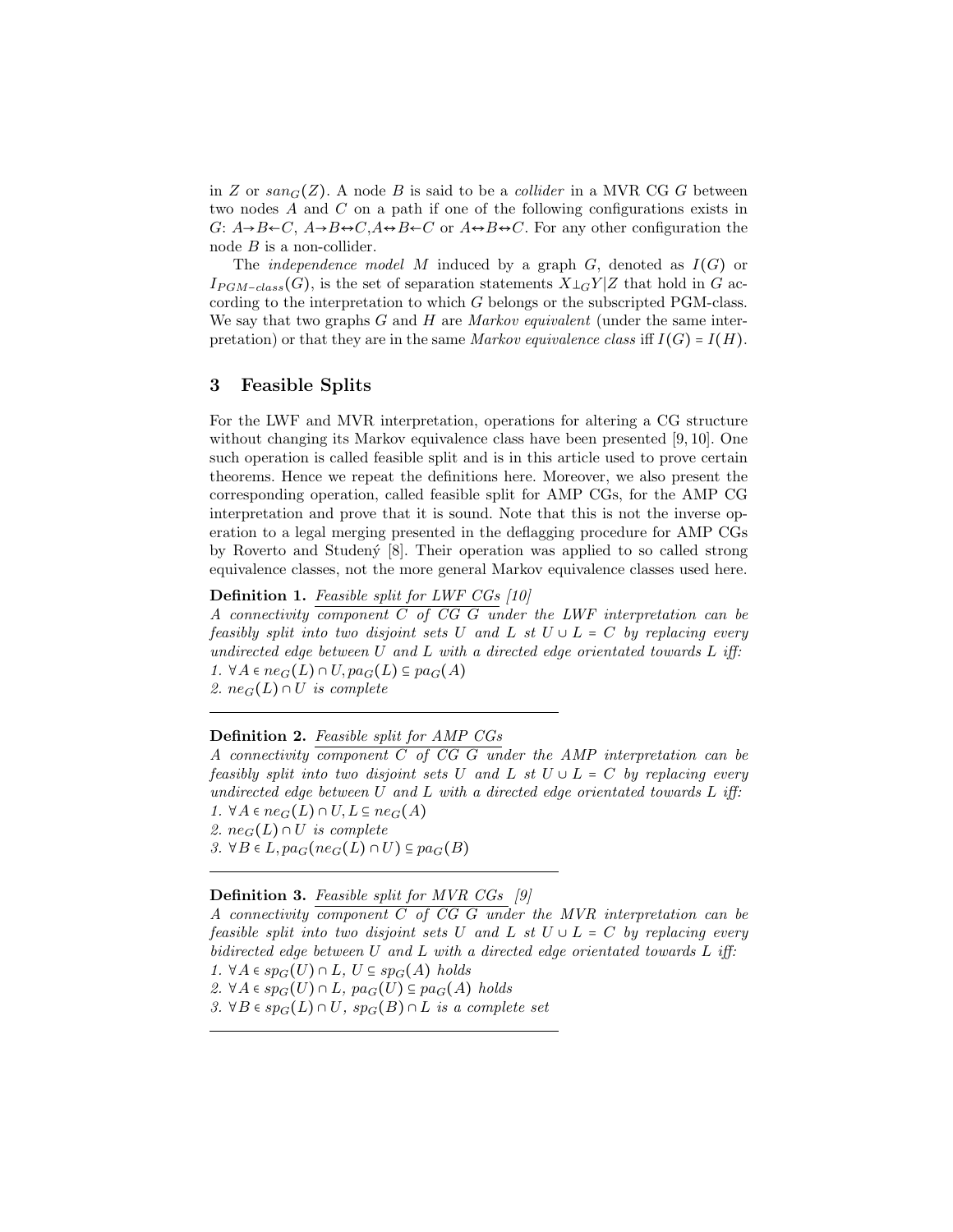in $Z$ or $san_G(Z)$. A node $B$ is said to be a *collider* in a MVR CG $G$ between two nodes $A$ and $C$ on a path if one of the following configurations exists in $G$: $A{\rightarrow}B{\leftarrow}C$, $A{\rightarrow}B{\leftrightarrow}C$, $A{\leftrightarrow}B{\leftarrow}C$ or $A{\leftrightarrow}B{\leftrightarrow}C$. For any other configuration the node $B$ is a non-collider.

The *independence model* $M$ induced by a graph $G$, denoted as $I(G)$ or $I_{PGM-class}(G)$, is the set of separation statements $X{\perp_G}Y|Z$ that hold in $G$ according to the interpretation to which $G$ belongs or the subscripted PGM-class. We say that two graphs $G$ and $H$ are *Markov equivalent* (under the same interpretation) or that they are in the same *Markov equivalence class* iff $I(G) = I(H)$.

## 3 Feasible Splits

For the LWF and MVR interpretation, operations for altering a CG structure without changing its Markov equivalence class have been presented [9, 10]. One such operation is called feasible split and is in this article used to prove certain theorems. Hence we repeat the definitions here. Moreover, we also present the corresponding operation, called feasible split for AMP CGs, for the AMP CG interpretation and prove that it is sound. Note that this is not the inverse operation to a legal merging presented in the deflagging procedure for AMP CGs by Roverto and Studený [8]. Their operation was applied to so called strong equivalence classes, not the more general Markov equivalence classes used here.

**Definition 1.** *Feasible split for LWF CGs [10]*
*A connectivity component $C$ of CG $G$ under the LWF interpretation can be feasibly split into two disjoint sets $U$ and $L$ st $U \cup L = C$ by replacing every undirected edge between $U$ and $L$ with a directed edge orientated towards $L$ iff:*
*1. $\forall A \in ne_G(L) \cap U, pa_G(L) \subseteq pa_G(A)$*
*2. $ne_G(L) \cap U$ is complete*

---

**Definition 2.** *Feasible split for AMP CGs*
*A connectivity component $C$ of CG $G$ under the AMP interpretation can be feasibly split into two disjoint sets $U$ and $L$ st $U \cup L = C$ by replacing every undirected edge between $U$ and $L$ with a directed edge orientated towards $L$ iff:*
*1. $\forall A \in ne_G(L) \cap U, L \subseteq ne_G(A)$*
*2. $ne_G(L) \cap U$ is complete*
*3. $\forall B \in L, pa_G(ne_G(L) \cap U) \subseteq pa_G(B)$*

---

**Definition 3.** *Feasible split for MVR CGs [9]*
*A connectivity component $C$ of CG $G$ under the MVR interpretation can be feasible split into two disjoint sets $U$ and $L$ st $U \cup L = C$ by replacing every bidirected edge between $U$ and $L$ with a directed edge orientated towards $L$ iff:*
*1. $\forall A \in sp_G(U) \cap L$, $U \subseteq sp_G(A)$ holds*
*2. $\forall A \in sp_G(U) \cap L$, $pa_G(U) \subseteq pa_G(A)$ holds*
*3. $\forall B \in sp_G(L) \cap U$, $sp_G(B) \cap L$ is a complete set*

---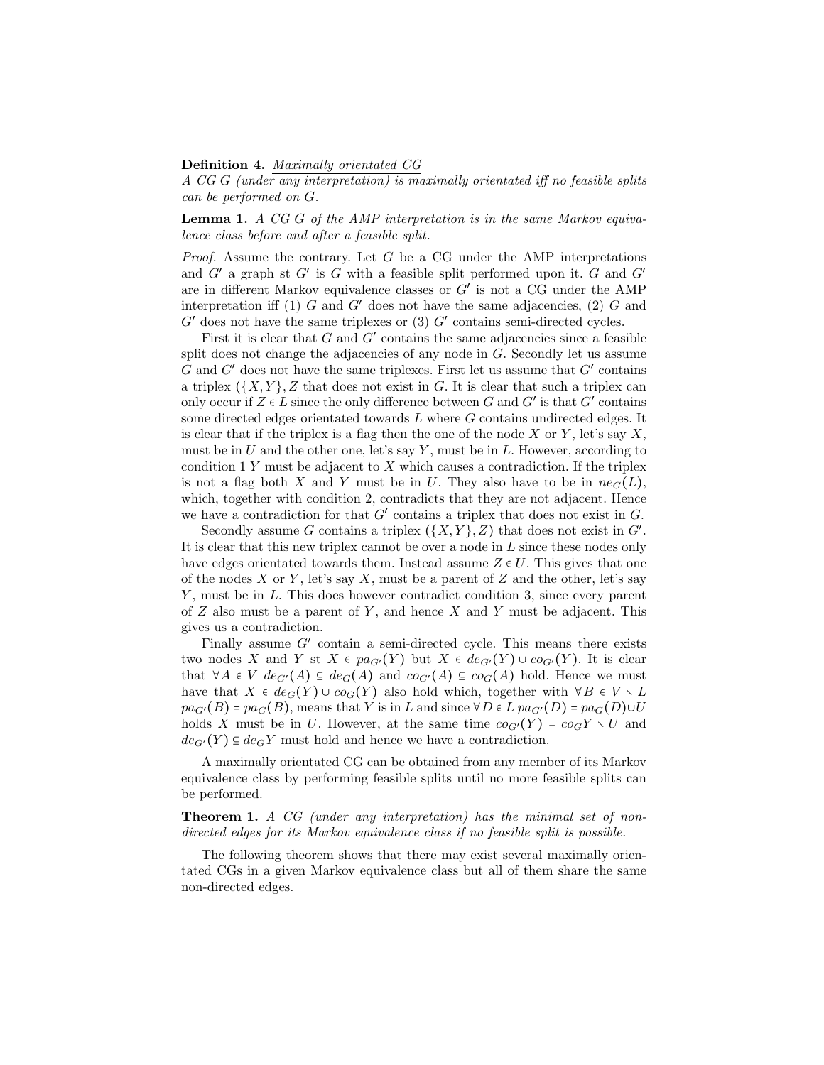**Definition 4.** Maximally orientated CG

*A CG G (under any interpretation) is maximally orientated iff no feasible splits can be performed on G.*

**Lemma 1.** *A CG G of the AMP interpretation is in the same Markov equivalence class before and after a feasible split.*

*Proof.* Assume the contrary. Let $G$ be a CG under the AMP interpretations and $G'$ a graph st $G'$ is $G$ with a feasible split performed upon it. $G$ and $G'$ are in different Markov equivalence classes or $G'$ is not a CG under the AMP interpretation iff (1) $G$ and $G'$ does not have the same adjacencies, (2) $G$ and $G'$ does not have the same triplexes or (3) $G'$ contains semi-directed cycles.

First it is clear that $G$ and $G'$ contains the same adjacencies since a feasible split does not change the adjacencies of any node in $G$. Secondly let us assume $G$ and $G'$ does not have the same triplexes. First let us assume that $G'$ contains a triplex $(\{X,Y\},Z$ that does not exist in $G$. It is clear that such a triplex can only occur if $Z \in L$ since the only difference between $G$ and $G'$ is that $G'$ contains some directed edges orientated towards $L$ where $G$ contains undirected edges. It is clear that if the triplex is a flag then the one of the node $X$ or $Y$, let's say $X$, must be in $U$ and the other one, let's say $Y$, must be in $L$. However, according to condition 1 $Y$ must be adjacent to $X$ which causes a contradiction. If the triplex is not a flag both $X$ and $Y$ must be in $U$. They also have to be in $ne_G(L)$, which, together with condition 2, contradicts that they are not adjacent. Hence we have a contradiction for that $G'$ contains a triplex that does not exist in $G$.

Secondly assume $G$ contains a triplex $(\{X,Y\},Z)$ that does not exist in $G'$. It is clear that this new triplex cannot be over a node in $L$ since these nodes only have edges orientated towards them. Instead assume $Z \in U$. This gives that one of the nodes $X$ or $Y$, let's say $X$, must be a parent of $Z$ and the other, let's say $Y$, must be in $L$. This does however contradict condition 3, since every parent of $Z$ also must be a parent of $Y$, and hence $X$ and $Y$ must be adjacent. This gives us a contradiction.

Finally assume $G'$ contain a semi-directed cycle. This means there exists two nodes $X$ and $Y$ st $X \in pa_{G'}(Y)$ but $X \in de_{G'}(Y) \cup co_{G'}(Y)$. It is clear that $\forall A \in V$ $de_{G'}(A) \subseteq de_G(A)$ and $co_{G'}(A) \subseteq co_G(A)$ hold. Hence we must have that $X \in de_G(Y) \cup co_G(Y)$ also hold which, together with $\forall B \in V \setminus L$ $pa_{G'}(B) = pa_G(B)$, means that $Y$ is in $L$ and since $\forall D \in L$ $pa_{G'}(D) = pa_G(D) \cup U$ holds $X$ must be in $U$. However, at the same time $co_{G'}(Y) = co_G Y \setminus U$ and $de_{G'}(Y) \subseteq de_G Y$ must hold and hence we have a contradiction.

A maximally orientated CG can be obtained from any member of its Markov equivalence class by performing feasible splits until no more feasible splits can be performed.

**Theorem 1.** *A CG (under any interpretation) has the minimal set of non-directed edges for its Markov equivalence class if no feasible split is possible.*

The following theorem shows that there may exist several maximally orientated CGs in a given Markov equivalence class but all of them share the same non-directed edges.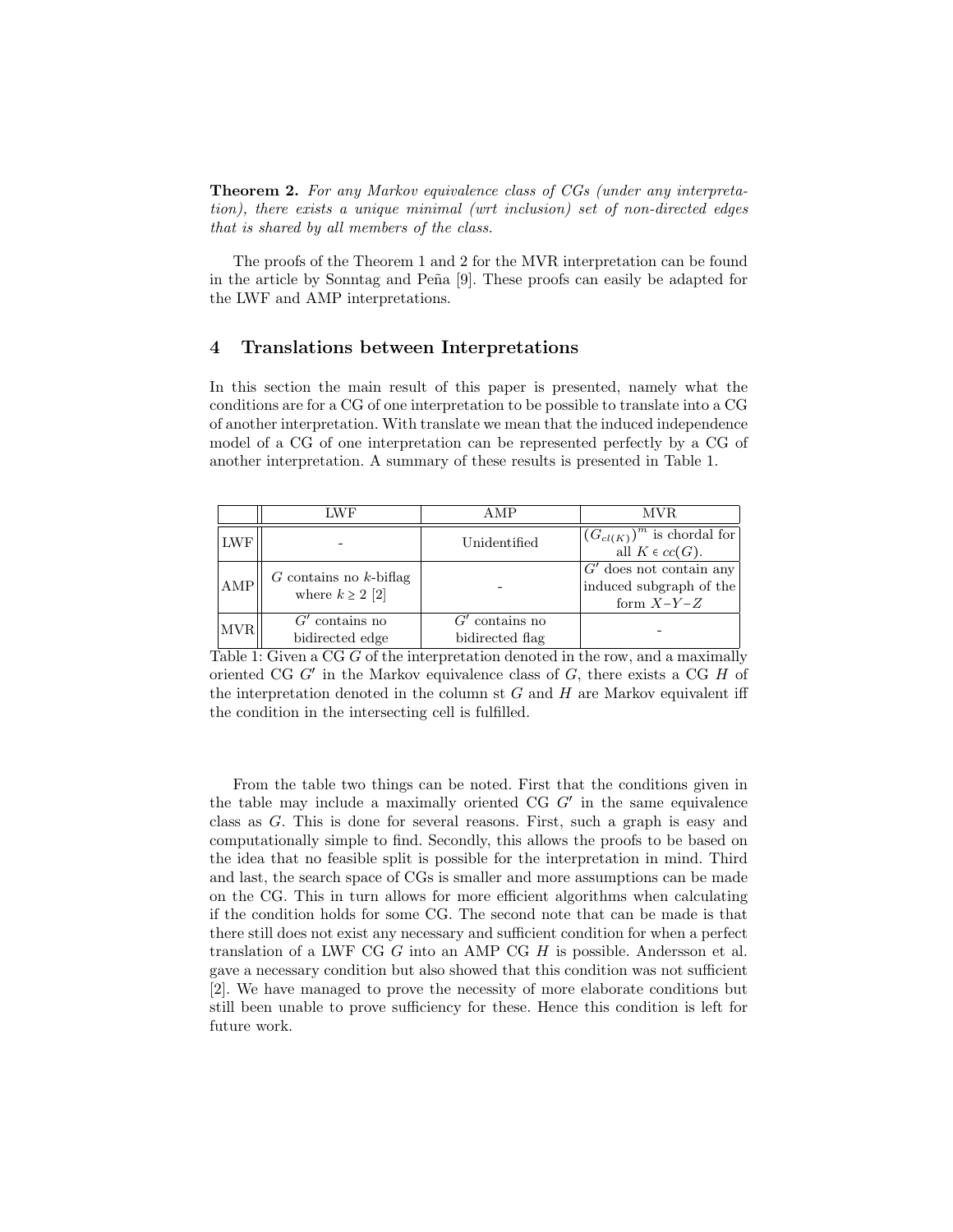**Theorem 2.** *For any Markov equivalence class of CGs (under any interpretation), there exists a unique minimal (wrt inclusion) set of non-directed edges that is shared by all members of the class.*

The proofs of the Theorem 1 and 2 for the MVR interpretation can be found in the article by Sonntag and Peña [9]. These proofs can easily be adapted for the LWF and AMP interpretations.

## 4 Translations between Interpretations

In this section the main result of this paper is presented, namely what the conditions are for a CG of one interpretation to be possible to translate into a CG of another interpretation. With translate we mean that the induced independence model of a CG of one interpretation can be represented perfectly by a CG of another interpretation. A summary of these results is presented in Table 1.

| | LWF | AMP | MVR |
|---|---|---|---|
| LWF | - | Unidentified | $(G_{cl(K)})^m$ is chordal for all $K \in cc(G)$. |
| AMP | $G$ contains no $k$-biflag where $k \geq 2$ [2] | - | $G'$ does not contain any induced subgraph of the form $X$–$Y$–$Z$ |
| MVR | $G'$ contains no bidirected edge | $G'$ contains no bidirected flag | - |

Table 1: Given a CG $G$ of the interpretation denoted in the row, and a maximally oriented CG $G'$ in the Markov equivalence class of $G$, there exists a CG $H$ of the interpretation denoted in the column st $G$ and $H$ are Markov equivalent iff the condition in the intersecting cell is fulfilled.

From the table two things can be noted. First that the conditions given in the table may include a maximally oriented CG $G'$ in the same equivalence class as $G$. This is done for several reasons. First, such a graph is easy and computationally simple to find. Secondly, this allows the proofs to be based on the idea that no feasible split is possible for the interpretation in mind. Third and last, the search space of CGs is smaller and more assumptions can be made on the CG. This in turn allows for more efficient algorithms when calculating if the condition holds for some CG. The second note that can be made is that there still does not exist any necessary and sufficient condition for when a perfect translation of a LWF CG $G$ into an AMP CG $H$ is possible. Andersson et al. gave a necessary condition but also showed that this condition was not sufficient [2]. We have managed to prove the necessity of more elaborate conditions but still been unable to prove sufficiency for these. Hence this condition is left for future work.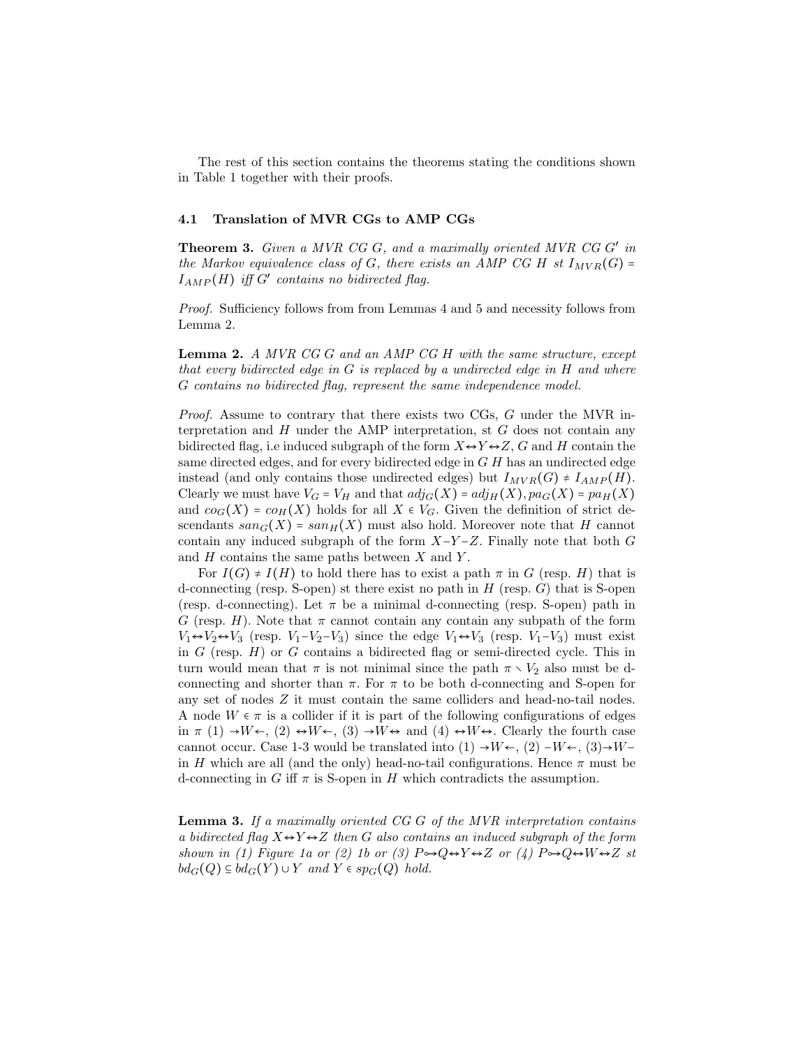The rest of this section contains the theorems stating the conditions shown in Table 1 together with their proofs.

### 4.1 Translation of MVR CGs to AMP CGs

**Theorem 3.** *Given a MVR CG $G$, and a maximally oriented MVR CG $G'$ in the Markov equivalence class of $G$, there exists an AMP CG $H$ st $I_{MVR}(G) = I_{AMP}(H)$ iff $G'$ contains no bidirected flag.*

*Proof.* Sufficiency follows from from Lemmas 4 and 5 and necessity follows from Lemma 2.

**Lemma 2.** *A MVR CG $G$ and an AMP CG $H$ with the same structure, except that every bidirected edge in $G$ is replaced by a undirected edge in $H$ and where $G$ contains no bidirected flag, represent the same independence model.*

*Proof.* Assume to contrary that there exists two CGs, $G$ under the MVR interpretation and $H$ under the AMP interpretation, st $G$ does not contain any bidirected flag, i.e induced subgraph of the form $X{\leftrightarrow}Y{\leftrightarrow}Z$, $G$ and $H$ contain the same directed edges, and for every bidirected edge in $G$ $H$ has an undirected edge instead (and only contains those undirected edges) but $I_{MVR}(G) \neq I_{AMP}(H)$. Clearly we must have $V_G = V_H$ and that $adj_G(X) = adj_H(X), pa_G(X) = pa_H(X)$ and $co_G(X) = co_H(X)$ holds for all $X \in V_G$. Given the definition of strict descendants $san_G(X) = san_H(X)$ must also hold. Moreover note that $H$ cannot contain any induced subgraph of the form $X{-}Y{-}Z$. Finally note that both $G$ and $H$ contains the same paths between $X$ and $Y$.

For $I(G) \neq I(H)$ to hold there has to exist a path $\pi$ in $G$ (resp. $H$) that is d-connecting (resp. S-open) st there exist no path in $H$ (resp. $G$) that is S-open (resp. d-connecting). Let $\pi$ be a minimal d-connecting (resp. S-open) path in $G$ (resp. $H$). Note that $\pi$ cannot contain any contain any subpath of the form $V_1{\leftrightarrow}V_2{\leftrightarrow}V_3$ (resp. $V_1{-}V_2{-}V_3$) since the edge $V_1{\leftrightarrow}V_3$ (resp. $V_1{-}V_3$) must exist in $G$ (resp. $H$) or $G$ contains a bidirected flag or semi-directed cycle. This in turn would mean that $\pi$ is not minimal since the path $\pi \setminus V_2$ also must be d-connecting and shorter than $\pi$. For $\pi$ to be both d-connecting and S-open for any set of nodes $Z$ it must contain the same colliders and head-no-tail nodes. A node $W \in \pi$ is a collider if it is part of the following configurations of edges in $\pi$ (1) $\rightarrow W \leftarrow$, (2) $\leftrightarrow W \leftarrow$, (3) $\rightarrow W \leftrightarrow$ and (4) $\leftrightarrow W \leftrightarrow$. Clearly the fourth case cannot occur. Case 1-3 would be translated into (1) $\rightarrow W \leftarrow$, (2) $-W\leftarrow$, (3)$\rightarrow W-$ in $H$ which are all (and the only) head-no-tail configurations. Hence $\pi$ must be d-connecting in $G$ iff $\pi$ is S-open in $H$ which contradicts the assumption.

**Lemma 3.** *If a maximally oriented CG $G$ of the MVR interpretation contains a bidirected flag $X{\leftrightarrow}Y{\leftrightarrow}Z$ then $G$ also contains an induced subgraph of the form shown in (1) Figure 1a or (2) 1b or (3) $P{\circ\!\!\rightarrow}Q{\leftrightarrow}Y{\leftrightarrow}Z$ or (4) $P{\circ\!\!\rightarrow}Q{\leftrightarrow}W{\leftrightarrow}Z$ st $bd_G(Q) \subseteq bd_G(Y) \cup Y$ and $Y \in sp_G(Q)$ hold.*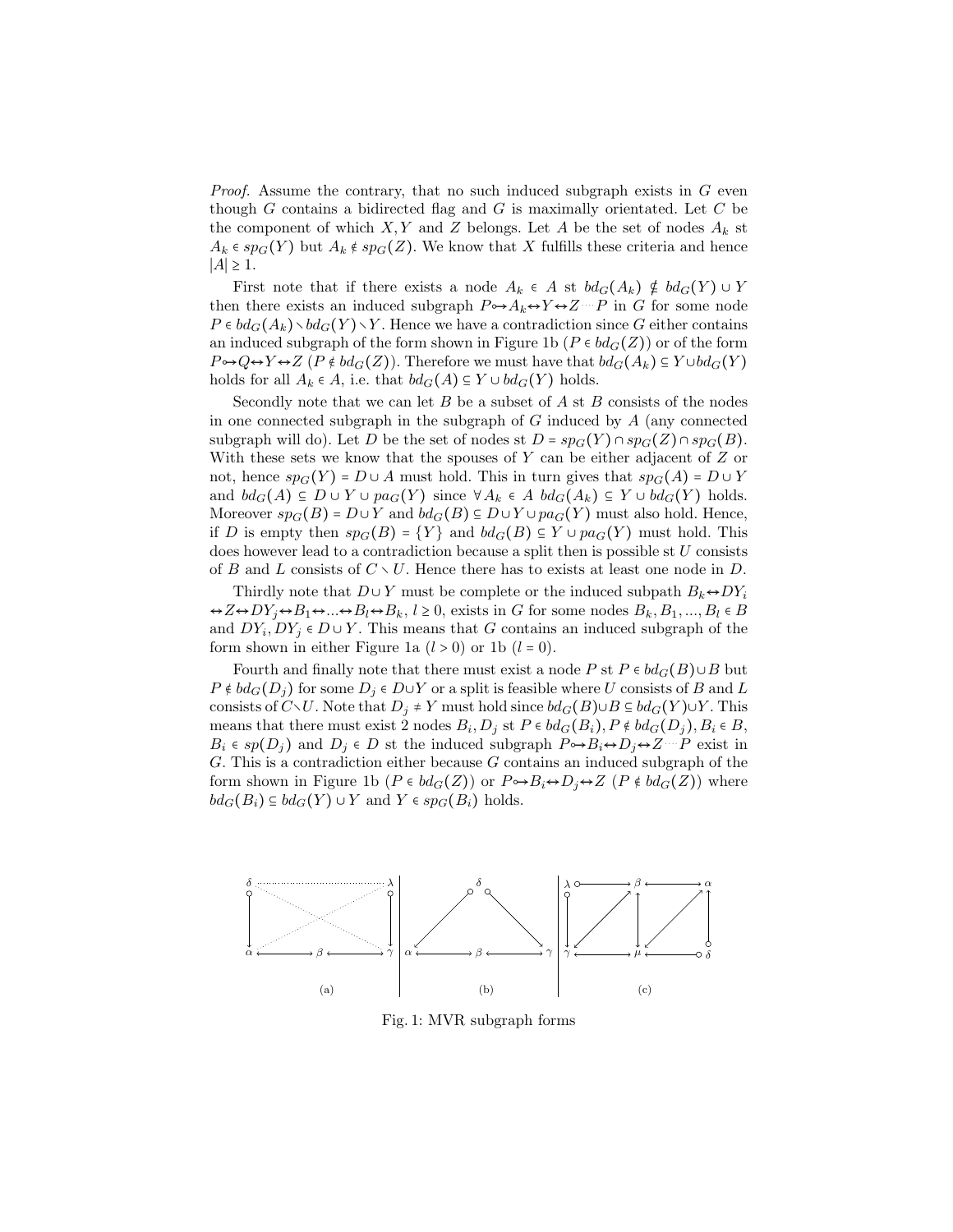*Proof.* Assume the contrary, that no such induced subgraph exists in $G$ even though $G$ contains a bidirected flag and $G$ is maximally orientated. Let $C$ be the component of which $X, Y$ and $Z$ belongs. Let $A$ be the set of nodes $A_k$ st $A_k \in sp_G(Y)$ but $A_k \notin sp_G(Z)$. We know that $X$ fulfills these criteria and hence $|A| \geq 1$.

First note that if there exists a node $A_k \in A$ st $bd_G(A_k) \notin bd_G(Y) \cup Y$ then there exists an induced subgraph $P \circ\!\!\rightarrow A_k \leftrightarrow Y \leftrightarrow Z \cdots P$ in $G$ for some node $P \in bd_G(A_k) \setminus bd_G(Y) \setminus Y$. Hence we have a contradiction since $G$ either contains an induced subgraph of the form shown in Figure 1b ($P \in bd_G(Z)$) or of the form $P \circ\!\!\rightarrow Q \leftrightarrow Y \leftrightarrow Z$ ($P \notin bd_G(Z)$). Therefore we must have that $bd_G(A_k) \subseteq Y \cup bd_G(Y)$ holds for all $A_k \in A$, i.e. that $bd_G(A) \subseteq Y \cup bd_G(Y)$ holds.

Secondly note that we can let $B$ be a subset of $A$ st $B$ consists of the nodes in one connected subgraph in the subgraph of $G$ induced by $A$ (any connected subgraph will do). Let $D$ be the set of nodes st $D = sp_G(Y) \cap sp_G(Z) \cap sp_G(B)$. With these sets we know that the spouses of $Y$ can be either adjacent of $Z$ or not, hence $sp_G(Y) = D \cup A$ must hold. This in turn gives that $sp_G(A) = D \cup Y$ and $bd_G(A) \subseteq D \cup Y \cup pa_G(Y)$ since $\forall A_k \in A \; bd_G(A_k) \subseteq Y \cup bd_G(Y)$ holds. Moreover $sp_G(B) = D \cup Y$ and $bd_G(B) \subseteq D \cup Y \cup pa_G(Y)$ must also hold. Hence, if $D$ is empty then $sp_G(B) = \{Y\}$ and $bd_G(B) \subseteq Y \cup pa_G(Y)$ must hold. This does however lead to a contradiction because a split then is possible st $U$ consists of $B$ and $L$ consists of $C \setminus U$. Hence there has to exists at least one node in $D$.

Thirdly note that $D \cup Y$ must be complete or the induced subpath $B_k \leftrightarrow DY_i \leftrightarrow Z \leftrightarrow DY_j \leftrightarrow B_1 \leftrightarrow ... \leftrightarrow B_l \leftrightarrow B_k$, $l \geq 0$, exists in $G$ for some nodes $B_k, B_1, ..., B_l \in B$ and $DY_i, DY_j \in D \cup Y$. This means that $G$ contains an induced subgraph of the form shown in either Figure 1a ($l > 0$) or 1b ($l = 0$).

Fourth and finally note that there must exist a node $P$ st $P \in bd_G(B) \cup B$ but $P \notin bd_G(D_j)$ for some $D_j \in D \cup Y$ or a split is feasible where $U$ consists of $B$ and $L$ consists of $C \setminus U$. Note that $D_j \neq Y$ must hold since $bd_G(B) \cup B \subseteq bd_G(Y) \cup Y$. This means that there must exist 2 nodes $B_i, D_j$ st $P \in bd_G(B_i)$, $P \notin bd_G(D_j)$, $B_i \in B$, $B_i \in sp(D_j)$ and $D_j \in D$ st the induced subgraph $P \circ\!\!\rightarrow B_i \leftrightarrow D_j \leftrightarrow Z \cdots P$ exist in $G$. This is a contradiction either because $G$ contains an induced subgraph of the form shown in Figure 1b ($P \in bd_G(Z)$) or $P \circ\!\!\rightarrow B_i \leftrightarrow D_j \leftrightarrow Z$ ($P \notin bd_G(Z)$) where $bd_G(B_i) \subseteq bd_G(Y) \cup Y$ and $Y \in sp_G(B_i)$ holds.

(a) (b) (c)

Fig. 1: MVR subgraph forms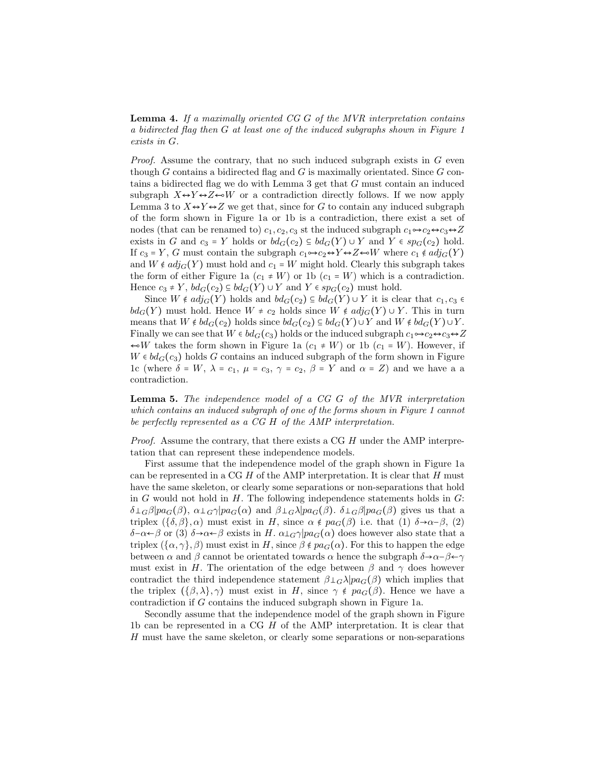**Lemma 4.** *If a maximally oriented CG G of the MVR interpretation contains a bidirected flag then G at least one of the induced subgraphs shown in Figure 1 exists in G.*

*Proof.* Assume the contrary, that no such induced subgraph exists in $G$ even though $G$ contains a bidirected flag and $G$ is maximally orientated. Since $G$ contains a bidirected flag we do with Lemma 3 get that $G$ must contain an induced subgraph $X \leftrightarrow Y \leftrightarrow Z \leftarrow\!\!\circ W$ or a contradiction directly follows. If we now apply Lemma 3 to $X \leftrightarrow Y \leftrightarrow Z$ we get that, since for $G$ to contain any induced subgraph of the form shown in Figure 1a or 1b is a contradiction, there exist a set of nodes (that can be renamed to) $c_1, c_2, c_3$ st the induced subgraph $c_1 \circ\!\!\rightarrow c_2 \leftrightarrow c_3 \leftrightarrow Z$ exists in $G$ and $c_3 = Y$ holds or $bd_G(c_2) \subseteq bd_G(Y) \cup Y$ and $Y \in sp_G(c_2)$ hold. If $c_3 = Y$, $G$ must contain the subgraph $c_1 \circ\!\!\rightarrow c_2 \leftrightarrow Y \leftrightarrow Z \leftarrow\!\!\circ W$ where $c_1 \notin adj_G(Y)$ and $W \notin adj_G(Y)$ must hold and $c_1 = W$ might hold. Clearly this subgraph takes the form of either Figure 1a ($c_1 \neq W$) or 1b ($c_1 = W$) which is a contradiction. Hence $c_3 \neq Y$, $bd_G(c_2) \subseteq bd_G(Y) \cup Y$ and $Y \in sp_G(c_2)$ must hold.

Since $W \notin adj_G(Y)$ holds and $bd_G(c_2) \subseteq bd_G(Y) \cup Y$ it is clear that $c_1, c_3 \in bd_G(Y)$ must hold. Hence $W \neq c_2$ holds since $W \notin adj_G(Y) \cup Y$. This in turn means that $W \notin bd_G(c_2)$ holds since $bd_G(c_2) \subseteq bd_G(Y) \cup Y$ and $W \notin bd_G(Y) \cup Y$. Finally we can see that $W \in bd_G(c_3)$ holds or the induced subgraph $c_1 \circ\!\!\rightarrow c_2 \leftrightarrow c_3 \leftrightarrow Z \leftarrow\!\!\circ W$ takes the form shown in Figure 1a ($c_1 \neq W$) or 1b ($c_1 = W$). However, if $W \in bd_G(c_3)$ holds $G$ contains an induced subgraph of the form shown in Figure 1c (where $\delta = W$, $\lambda = c_1$, $\mu = c_3$, $\gamma = c_2$, $\beta = Y$ and $\alpha = Z$) and we have a a contradiction.

**Lemma 5.** *The independence model of a CG G of the MVR interpretation which contains an induced subgraph of one of the forms shown in Figure 1 cannot be perfectly represented as a CG H of the AMP interpretation.*

*Proof.* Assume the contrary, that there exists a CG $H$ under the AMP interpretation that can represent these independence models.

First assume that the independence model of the graph shown in Figure 1a can be represented in a CG $H$ of the AMP interpretation. It is clear that $H$ must have the same skeleton, or clearly some separations or non-separations that hold in $G$ would not hold in $H$. The following independence statements holds in $G$: $\delta \perp_G \beta | pa_G(\beta)$, $\alpha \perp_G \gamma | pa_G(\alpha)$ and $\beta \perp_G \lambda | pa_G(\beta)$. $\delta \perp_G \beta | pa_G(\beta)$ gives us that a triplex $(\{\delta, \beta\}, \alpha)$ must exist in $H$, since $\alpha \notin pa_G(\beta)$ i.e. that (1) $\delta \rightarrow \alpha - \beta$, (2) $\delta - \alpha \leftarrow \beta$ or (3) $\delta \rightarrow \alpha \leftarrow \beta$ exists in $H$. $\alpha \perp_G \gamma | pa_G(\alpha)$ does however also state that a triplex $(\{\alpha, \gamma\}, \beta)$ must exist in $H$, since $\beta \notin pa_G(\alpha)$. For this to happen the edge between $\alpha$ and $\beta$ cannot be orientated towards $\alpha$ hence the subgraph $\delta \rightarrow \alpha - \beta \leftarrow \gamma$ must exist in $H$. The orientation of the edge between $\beta$ and $\gamma$ does however contradict the third independence statement $\beta \perp_G \lambda | pa_G(\beta)$ which implies that the triplex $(\{\beta, \lambda\}, \gamma)$ must exist in $H$, since $\gamma \notin pa_G(\beta)$. Hence we have a contradiction if $G$ contains the induced subgraph shown in Figure 1a.

Secondly assume that the independence model of the graph shown in Figure 1b can be represented in a CG $H$ of the AMP interpretation. It is clear that $H$ must have the same skeleton, or clearly some separations or non-separations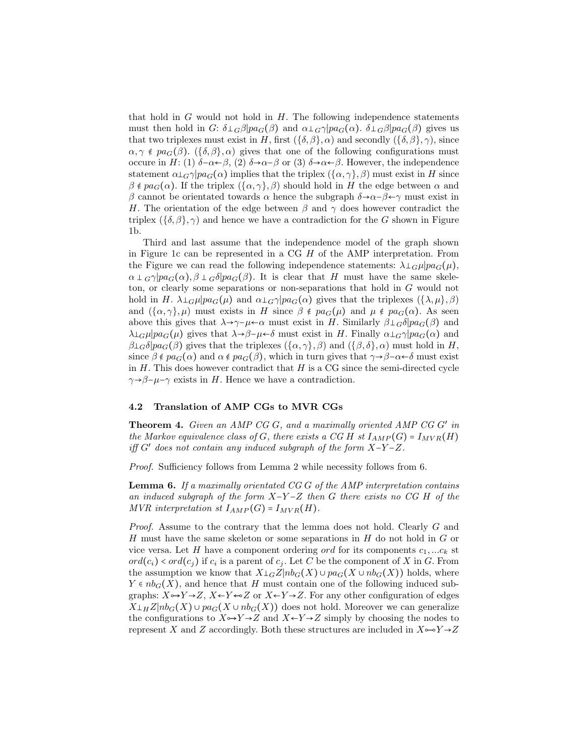that hold in $G$ would not hold in $H$. The following independence statements must then hold in $G$: $\delta \perp_G \beta | pa_G(\beta)$ and $\alpha \perp_G \gamma | pa_G(\alpha)$. $\delta \perp_G \beta | pa_G(\beta)$ gives us that two triplexes must exist in $H$, first $(\{\delta, \beta\}, \alpha)$ and secondly $(\{\delta, \beta\}, \gamma)$, since $\alpha, \gamma \notin pa_G(\beta)$. $(\{\delta, \beta\}, \alpha)$ gives that one of the following configurations must occure in $H$: (1) $\delta - \alpha \leftarrow \beta$, (2) $\delta \rightarrow \alpha - \beta$ or (3) $\delta \rightarrow \alpha \leftarrow \beta$. However, the independence statement $\alpha \perp_G \gamma | pa_G(\alpha)$ implies that the triplex $(\{\alpha, \gamma\}, \beta)$ must exist in $H$ since $\beta \notin pa_G(\alpha)$. If the triplex $(\{\alpha, \gamma\}, \beta)$ should hold in $H$ the edge between $\alpha$ and $\beta$ cannot be orientated towards $\alpha$ hence the subgraph $\delta \rightarrow \alpha - \beta \leftarrow \gamma$ must exist in $H$. The orientation of the edge between $\beta$ and $\gamma$ does however contradict the triplex $(\{\delta, \beta\}, \gamma)$ and hence we have a contradiction for the $G$ shown in Figure 1b.

Third and last assume that the independence model of the graph shown in Figure 1c can be represented in a CG $H$ of the AMP interpretation. From the Figure we can read the following independence statements: $\lambda \perp_G \mu | pa_G(\mu)$, $\alpha \perp_G \gamma | pa_G(\alpha), \beta \perp_G \delta | pa_G(\beta)$. It is clear that $H$ must have the same skeleton, or clearly some separations or non-separations that hold in $G$ would not hold in $H$. $\lambda \perp_G \mu | pa_G(\mu)$ and $\alpha \perp_G \gamma | pa_G(\alpha)$ gives that the triplexes $(\{\lambda, \mu\}, \beta)$ and $(\{\alpha, \gamma\}, \mu)$ must exists in $H$ since $\beta \notin pa_G(\mu)$ and $\mu \notin pa_G(\alpha)$. As seen above this gives that $\lambda \rightarrow \gamma - \mu \leftarrow \alpha$ must exist in $H$. Similarly $\beta \perp_G \delta | pa_G(\beta)$ and $\lambda \perp_G \mu | pa_G(\mu)$ gives that $\lambda \rightarrow \beta - \mu \leftarrow \delta$ must exist in $H$. Finally $\alpha \perp_G \gamma | pa_G(\alpha)$ and $\beta \perp_G \delta | pa_G(\beta)$ gives that the triplexes $(\{\alpha, \gamma\}, \beta)$ and $(\{\beta, \delta\}, \alpha)$ must hold in $H$, since $\beta \notin pa_G(\alpha)$ and $\alpha \notin pa_G(\beta)$, which in turn gives that $\gamma \rightarrow \beta - \alpha \leftarrow \delta$ must exist in $H$. This does however contradict that $H$ is a CG since the semi-directed cycle $\gamma \rightarrow \beta - \mu - \gamma$ exists in $H$. Hence we have a contradiction.

### 4.2 Translation of AMP CGs to MVR CGs

**Theorem 4.** *Given an AMP CG $G$, and a maximally oriented AMP CG $G'$ in the Markov equivalence class of $G$, there exists a CG $H$ st $I_{AMP}(G) = I_{MVR}(H)$ iff $G'$ does not contain any induced subgraph of the form $X - Y - Z$.*

*Proof.* Sufficiency follows from Lemma 2 while necessity follows from 6.

**Lemma 6.** *If a maximally orientated CG $G$ of the AMP interpretation contains an induced subgraph of the form $X - Y - Z$ then $G$ there exists no CG $H$ of the MVR interpretation st $I_{AMP}(G) = I_{MVR}(H)$.*

*Proof.* Assume to the contrary that the lemma does not hold. Clearly $G$ and $H$ must have the same skeleton or some separations in $H$ do not hold in $G$ or vice versa. Let $H$ have a component ordering $ord$ for its components $c_1, \ldots c_k$ st $ord(c_i) < ord(c_j)$ if $c_i$ is a parent of $c_j$. Let $C$ be the component of $X$ in $G$. From the assumption we know that $X \perp_G Z | nb_G(X) \cup pa_G(X \cup nb_G(X))$ holds, where $Y \in nb_G(X)$, and hence that $H$ must contain one of the following induced subgraphs: $X \multimap Y \rightarrow Z$, $X \leftarrow Y \leftarrow\!\circ Z$ or $X \leftarrow Y \rightarrow Z$. For any other configuration of edges $X \perp_H Z | nb_G(X) \cup pa_G(X \cup nb_G(X))$ does not hold. Moreover we can generalize the configurations to $X \multimap Y \rightarrow Z$ and $X \leftarrow Y \rightarrow Z$ simply by choosing the nodes to represent $X$ and $Z$ accordingly. Both these structures are included in $X \circ\!\!-\!\!\circ Y \rightarrow Z$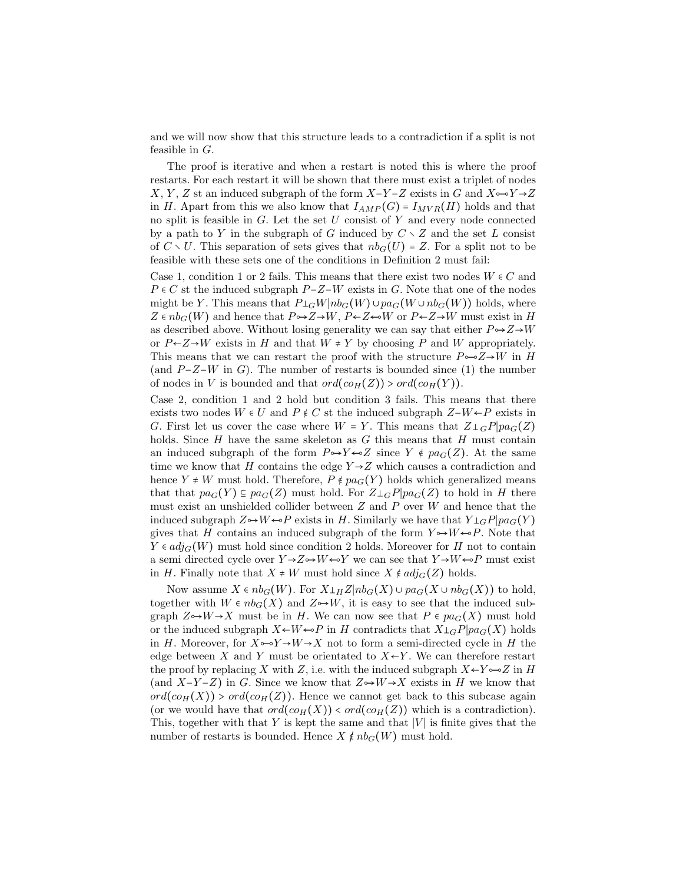and we will now show that this structure leads to a contradiction if a split is not feasible in $G$.

The proof is iterative and when a restart is noted this is where the proof restarts. For each restart it will be shown that there must exist a triplet of nodes $X$, $Y$, $Z$ st an induced subgraph of the form $X{-}Y{-}Z$ exists in $G$ and $X \circ\!\!-\!\!\circ Y \rightarrow Z$ in $H$. Apart from this we also know that $I_{AMP}(G) = I_{MVR}(H)$ holds and that no split is feasible in $G$. Let the set $U$ consist of $Y$ and every node connected by a path to $Y$ in the subgraph of $G$ induced by $C \setminus Z$ and the set $L$ consist of $C \setminus U$. This separation of sets gives that $nb_G(U) = Z$. For a split not to be feasible with these sets one of the conditions in Definition 2 must fail:

Case 1, condition 1 or 2 fails. This means that there exist two nodes $W \in C$ and $P \in C$ st the induced subgraph $P{-}Z{-}W$ exists in $G$. Note that one of the nodes might be $Y$. This means that $P \perp_G W | nb_G(W) \cup pa_G(W \cup nb_G(W))$ holds, where $Z \in nb_G(W)$ and hence that $P \circ\!\!\rightarrow Z \rightarrow W$, $P \leftarrow Z \leftarrow\!\!\circ W$ or $P \leftarrow Z \rightarrow W$ must exist in $H$ as described above. Without losing generality we can say that either $P \circ\!\!\rightarrow Z \rightarrow W$ or $P \leftarrow Z \rightarrow W$ exists in $H$ and that $W \neq Y$ by choosing $P$ and $W$ appropriately. This means that we can restart the proof with the structure $P \circ\!\!-\!\!\circ Z \rightarrow W$ in $H$ (and $P{-}Z{-}W$ in $G$). The number of restarts is bounded since (1) the number of nodes in $V$ is bounded and that $ord(co_H(Z)) > ord(co_H(Y))$.

Case 2, condition 1 and 2 hold but condition 3 fails. This means that there exists two nodes $W \in U$ and $P \notin C$ st the induced subgraph $Z{-}W{\leftarrow}P$ exists in $G$. First let us cover the case where $W = Y$. This means that $Z \perp_G P | pa_G(Z)$ holds. Since $H$ have the same skeleton as $G$ this means that $H$ must contain an induced subgraph of the form $P \circ\!\!\rightarrow Y \leftarrow\!\!\circ Z$ since $Y \notin pa_G(Z)$. At the same time we know that $H$ contains the edge $Y \rightarrow Z$ which causes a contradiction and hence $Y \neq W$ must hold. Therefore, $P \notin pa_G(Y)$ holds which generalized means that that $pa_G(Y) \subseteq pa_G(Z)$ must hold. For $Z \perp_G P | pa_G(Z)$ to hold in $H$ there must exist an unshielded collider between $Z$ and $P$ over $W$ and hence that the induced subgraph $Z \circ\!\!\rightarrow W \leftarrow\!\!\circ P$ exists in $H$. Similarly we have that $Y \perp_G P | pa_G(Y)$ gives that $H$ contains an induced subgraph of the form $Y \circ\!\!\rightarrow W \leftarrow\!\!\circ P$. Note that $Y \in adj_G(W)$ must hold since condition 2 holds. Moreover for $H$ not to contain a semi directed cycle over $Y \rightarrow Z \circ\!\!\rightarrow W \leftarrow\!\!\circ Y$ we can see that $Y \rightarrow W \leftarrow\!\!\circ P$ must exist in $H$. Finally note that $X \neq W$ must hold since $X \notin adj_G(Z)$ holds.

Now assume $X \in nb_G(W)$. For $X \perp_H Z | nb_G(X) \cup pa_G(X \cup nb_G(X))$ to hold, together with $W \in nb_G(X)$ and $Z \circ\!\!\rightarrow W$, it is easy to see that the induced subgraph $Z \circ\!\!\rightarrow W \rightarrow X$ must be in $H$. We can now see that $P \in pa_G(X)$ must hold or the induced subgraph $X \leftarrow W \leftarrow\!\!\circ P$ in $H$ contradicts that $X \perp_G P | pa_G(X)$ holds in $H$. Moreover, for $X \circ\!\!-\!\!\circ Y \rightarrow W \rightarrow X$ not to form a semi-directed cycle in $H$ the edge between $X$ and $Y$ must be orientated to $X \leftarrow Y$. We can therefore restart the proof by replacing $X$ with $Z$, i.e. with the induced subgraph $X \leftarrow Y \circ\!\!-\!\!\circ Z$ in $H$ (and $X{-}Y{-}Z$) in $G$. Since we know that $Z \circ\!\!\rightarrow W \rightarrow X$ exists in $H$ we know that $ord(co_H(X)) > ord(co_H(Z))$. Hence we cannot get back to this subcase again (or we would have that $ord(co_H(X)) < ord(co_H(Z))$ which is a contradiction). This, together with that $Y$ is kept the same and that $|V|$ is finite gives that the number of restarts is bounded. Hence $X \notin nb_G(W)$ must hold.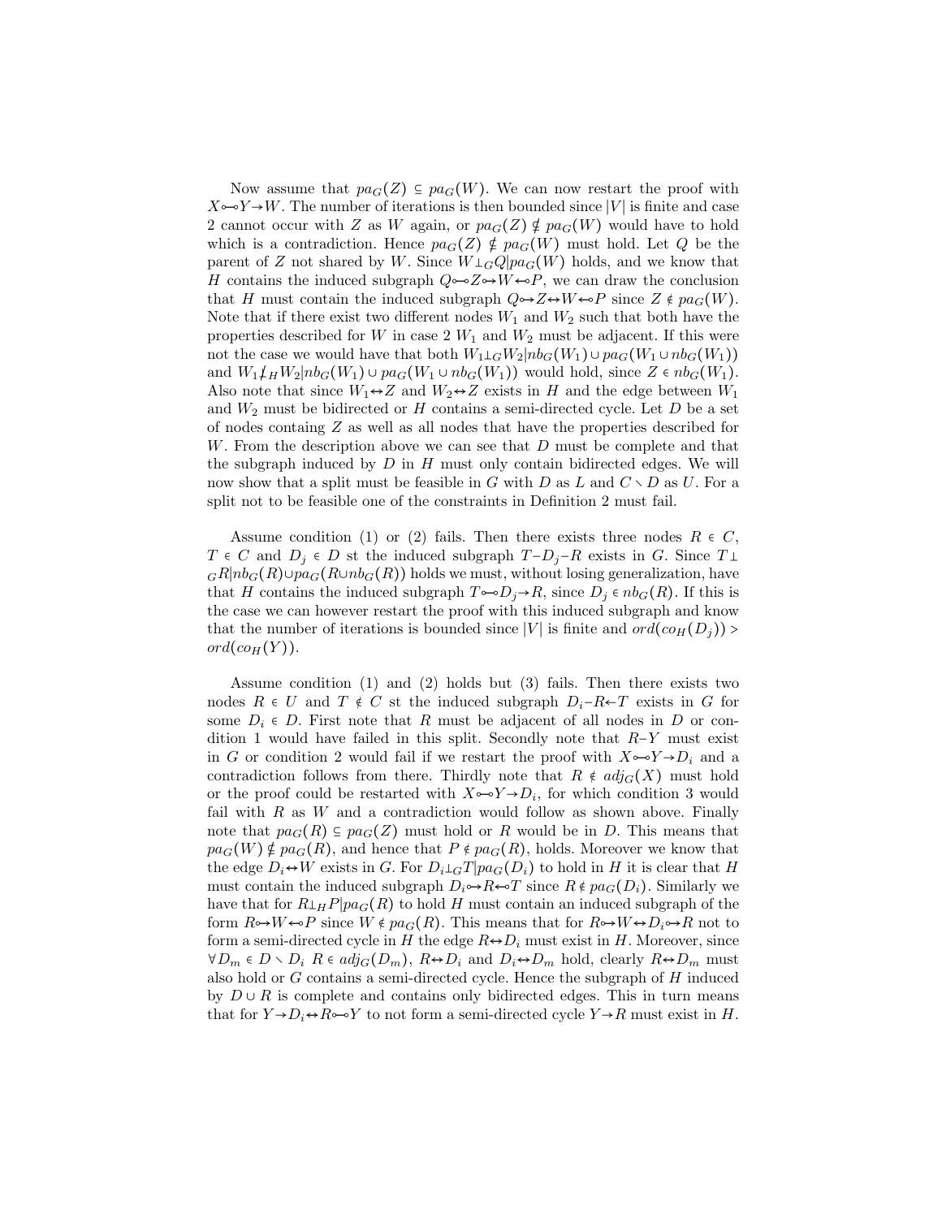Now assume that $pa_G(Z) \subseteq pa_G(W)$. We can now restart the proof with $X \multimap\!\!\!\multimap Y \to W$. The number of iterations is then bounded since $|V|$ is finite and case 2 cannot occur with $Z$ as $W$ again, or $pa_G(Z) \nsubseteq pa_G(W)$ would have to hold which is a contradiction. Hence $pa_G(Z) \nsubseteq pa_G(W)$ must hold. Let $Q$ be the parent of $Z$ not shared by $W$. Since $W \perp_G Q | pa_G(W)$ holds, and we know that $H$ contains the induced subgraph $Q \multimap\!\!\!\multimap Z \multimap\!\!\!\to W \leftarrow\!\!\!\multimap P$, we can draw the conclusion that $H$ must contain the induced subgraph $Q \multimap\!\!\!\to Z \leftrightarrow W \leftarrow\!\!\!\multimap P$ since $Z \notin pa_G(W)$. Note that if there exist two different nodes $W_1$ and $W_2$ such that both have the properties described for $W$ in case 2 $W_1$ and $W_2$ must be adjacent. If this were not the case we would have that both $W_1 \perp_G W_2 | nb_G(W_1) \cup pa_G(W_1 \cup nb_G(W_1))$ and $W_1 \not\perp_H W_2 | nb_G(W_1) \cup pa_G(W_1 \cup nb_G(W_1))$ would hold, since $Z \in nb_G(W_1)$. Also note that since $W_1 \leftrightarrow Z$ and $W_2 \leftrightarrow Z$ exists in $H$ and the edge between $W_1$ and $W_2$ must be bidirected or $H$ contains a semi-directed cycle. Let $D$ be a set of nodes containg $Z$ as well as all nodes that have the properties described for $W$. From the description above we can see that $D$ must be complete and that the subgraph induced by $D$ in $H$ must only contain bidirected edges. We will now show that a split must be feasible in $G$ with $D$ as $L$ and $C \setminus D$ as $U$. For a split not to be feasible one of the constraints in Definition 2 must fail.

Assume condition (1) or (2) fails. Then there exists three nodes $R \in C$, $T \in C$ and $D_j \in D$ st the induced subgraph $T - D_j - R$ exists in $G$. Since $T \perp_G R | nb_G(R) \cup pa_G(R \cup nb_G(R))$ holds we must, without losing generalization, have that $H$ contains the induced subgraph $T \multimap\!\!\!\multimap D_j \to R$, since $D_j \in nb_G(R)$. If this is the case we can however restart the proof with this induced subgraph and know that the number of iterations is bounded since $|V|$ is finite and $ord(co_H(D_j)) > ord(co_H(Y))$.

Assume condition (1) and (2) holds but (3) fails. Then there exists two nodes $R \in U$ and $T \notin C$ st the induced subgraph $D_i - R \leftarrow T$ exists in $G$ for some $D_i \in D$. First note that $R$ must be adjacent of all nodes in $D$ or condition 1 would have failed in this split. Secondly note that $R - Y$ must exist in $G$ or condition 2 would fail if we restart the proof with $X \multimap\!\!\!\multimap Y \to D_i$ and a contradiction follows from there. Thirdly note that $R \notin adj_G(X)$ must hold or the proof could be restarted with $X \multimap\!\!\!\multimap Y \to D_i$, for which condition 3 would fail with $R$ as $W$ and a contradiction would follow as shown above. Finally note that $pa_G(R) \subseteq pa_G(Z)$ must hold or $R$ would be in $D$. This means that $pa_G(W) \nsubseteq pa_G(R)$, and hence that $P \notin pa_G(R)$, holds. Moreover we know that the edge $D_i \leftrightarrow W$ exists in $G$. For $D_i \perp_G T | pa_G(D_i)$ to hold in $H$ it is clear that $H$ must contain the induced subgraph $D_i \multimap\!\!\!\to R \leftarrow\!\!\!\multimap T$ since $R \notin pa_G(D_i)$. Similarly we have that for $R \perp_H P | pa_G(R)$ to hold $H$ must contain an induced subgraph of the form $R \multimap\!\!\!\to W \leftarrow\!\!\!\multimap P$ since $W \notin pa_G(R)$. This means that for $R \multimap\!\!\!\to W \leftrightarrow D_i \multimap\!\!\!\to R$ not to form a semi-directed cycle in $H$ the edge $R \leftrightarrow D_i$ must exist in $H$. Moreover, since $\forall D_m \in D \setminus D_i$ $R \in adj_G(D_m)$, $R \leftrightarrow D_i$ and $D_i \leftrightarrow D_m$ hold, clearly $R \leftrightarrow D_m$ must also hold or $G$ contains a semi-directed cycle. Hence the subgraph of $H$ induced by $D \cup R$ is complete and contains only bidirected edges. This in turn means that for $Y \to D_i \leftrightarrow R \multimap\!\!\!\multimap Y$ to not form a semi-directed cycle $Y \to R$ must exist in $H$.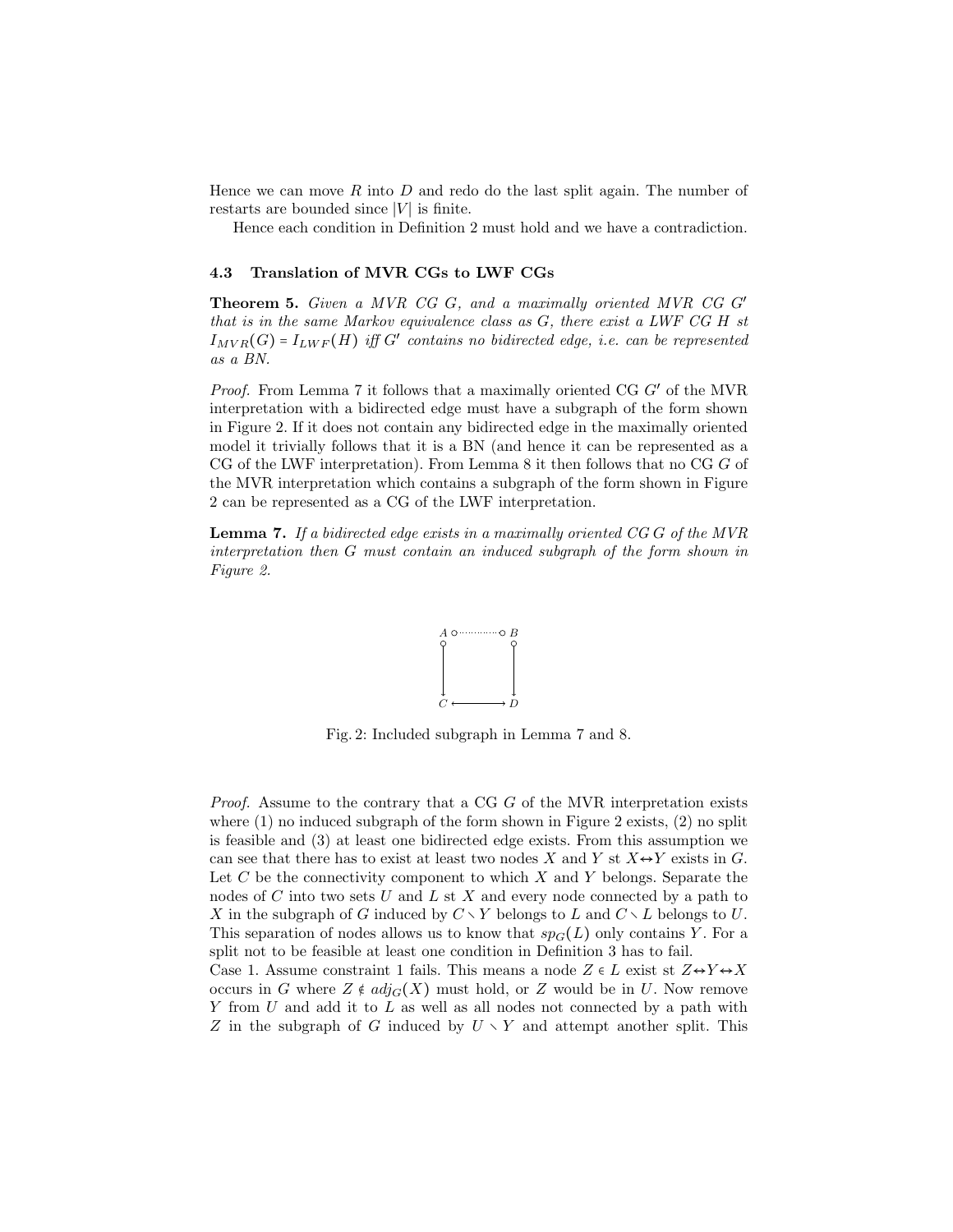Hence we can move $R$ into $D$ and redo do the last split again. The number of restarts are bounded since $|V|$ is finite.

Hence each condition in Definition 2 must hold and we have a contradiction.

### 4.3 Translation of MVR CGs to LWF CGs

**Theorem 5.** *Given a MVR CG $G$, and a maximally oriented MVR CG $G'$ that is in the same Markov equivalence class as $G$, there exist a LWF CG $H$ st $I_{MVR}(G) = I_{LWF}(H)$ iff $G'$ contains no bidirected edge, i.e. can be represented as a BN.*

*Proof.* From Lemma 7 it follows that a maximally oriented CG $G'$ of the MVR interpretation with a bidirected edge must have a subgraph of the form shown in Figure 2. If it does not contain any bidirected edge in the maximally oriented model it trivially follows that it is a BN (and hence it can be represented as a CG of the LWF interpretation). From Lemma 8 it then follows that no CG $G$ of the MVR interpretation which contains a subgraph of the form shown in Figure 2 can be represented as a CG of the LWF interpretation.

**Lemma 7.** *If a bidirected edge exists in a maximally oriented CG $G$ of the MVR interpretation then $G$ must contain an induced subgraph of the form shown in Figure 2.*

Fig. 2: Included subgraph in Lemma 7 and 8.

*Proof.* Assume to the contrary that a CG $G$ of the MVR interpretation exists where (1) no induced subgraph of the form shown in Figure 2 exists, (2) no split is feasible and (3) at least one bidirected edge exists. From this assumption we can see that there has to exist at least two nodes $X$ and $Y$ st $X \leftrightarrow Y$ exists in $G$. Let $C$ be the connectivity component to which $X$ and $Y$ belongs. Separate the nodes of $C$ into two sets $U$ and $L$ st $X$ and every node connected by a path to $X$ in the subgraph of $G$ induced by $C \setminus Y$ belongs to $L$ and $C \setminus L$ belongs to $U$. This separation of nodes allows us to know that $sp_G(L)$ only contains $Y$. For a split not to be feasible at least one condition in Definition 3 has to fail.
Case 1. Assume constraint 1 fails. This means a node $Z \in L$ exist st $Z \leftrightarrow Y \leftrightarrow X$ occurs in $G$ where $Z \notin adj_G(X)$ must hold, or $Z$ would be in $U$. Now remove $Y$ from $U$ and add it to $L$ as well as all nodes not connected by a path with $Z$ in the subgraph of $G$ induced by $U \setminus Y$ and attempt another split. This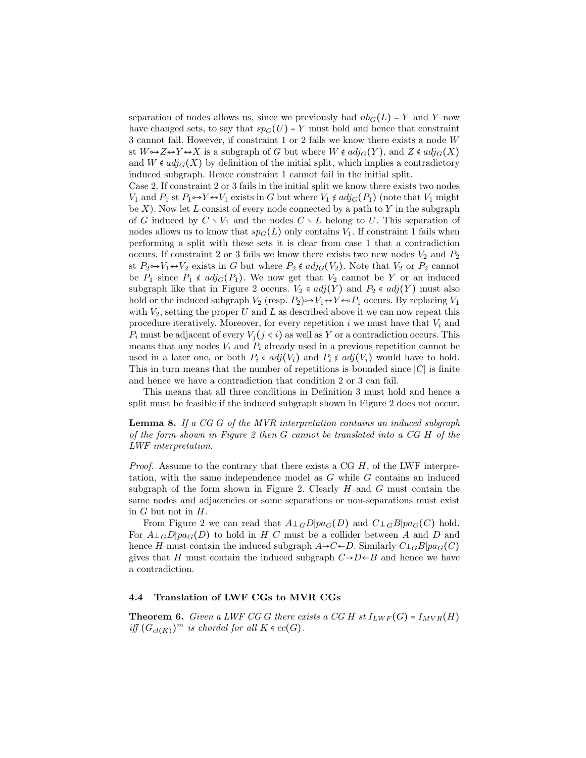separation of nodes allows us, since we previously had $nb_G(L) = Y$ and $Y$ now have changed sets, to say that $sp_G(U) = Y$ must hold and hence that constraint 3 cannot fail. However, if constraint 1 or 2 fails we know there exists a node $W$ st $W \multimap Z \leftrightarrow Y \leftrightarrow X$ is a subgraph of $G$ but where $W \notin adj_G(Y)$, and $Z \notin adj_G(X)$ and $W \notin adj_G(X)$ by definition of the initial split, which implies a contradictory induced subgraph. Hence constraint 1 cannot fail in the initial split.

Case 2. If constraint 2 or 3 fails in the initial split we know there exists two nodes $V_1$ and $P_1$ st $P_1 \multimap Y \leftrightarrow V_1$ exists in $G$ but where $V_1 \notin adj_G(P_1)$ (note that $V_1$ might be $X$). Now let $L$ consist of every node connected by a path to $Y$ in the subgraph of $G$ induced by $C \setminus V_1$ and the nodes $C \setminus L$ belong to $U$. This separation of nodes allows us to know that $sp_G(L)$ only contains $V_1$. If constraint 1 fails when performing a split with these sets it is clear from case 1 that a contradiction occurs. If constraint 2 or 3 fails we know there exists two new nodes $V_2$ and $P_2$ st $P_2 \multimap V_1 \leftrightarrow V_2$ exists in $G$ but where $P_2 \notin adj_G(V_2)$. Note that $V_2$ or $P_2$ cannot be $P_1$ since $P_1 \notin adj_G(P_1)$. We now get that $V_2$ cannot be $Y$ or an induced subgraph like that in Figure 2 occurs. $V_2 \in adj(Y)$ and $P_2 \in adj(Y)$ must also hold or the induced subgraph $V_2$ (resp. $P_2$)$\multimap V_1 \leftrightarrow Y \leftarrow\!\circ P_1$ occurs. By replacing $V_1$ with $V_2$, setting the proper $U$ and $L$ as described above it we can now repeat this procedure iteratively. Moreover, for every repetition $i$ we must have that $V_i$ and $P_i$ must be adjacent of every $V_j (j < i)$ as well as $Y$ or a contradiction occurs. This means that any nodes $V_i$ and $P_i$ already used in a previous repetition cannot be used in a later one, or both $P_i \in adj(V_i)$ and $P_i \notin adj(V_i)$ would have to hold. This in turn means that the number of repetitions is bounded since $|C|$ is finite and hence we have a contradiction that condition 2 or 3 can fail.

This means that all three conditions in Definition 3 must hold and hence a split must be feasible if the induced subgraph shown in Figure 2 does not occur.

**Lemma 8.** *If a CG $G$ of the MVR interpretation contains an induced subgraph of the form shown in Figure 2 then $G$ cannot be translated into a CG $H$ of the LWF interpretation.*

*Proof.* Assume to the contrary that there exists a CG $H$, of the LWF interpretation, with the same independence model as $G$ while $G$ contains an induced subgraph of the form shown in Figure 2. Clearly $H$ and $G$ must contain the same nodes and adjacencies or some separations or non-separations must exist in $G$ but not in $H$.

From Figure 2 we can read that $A \perp_G D | pa_G(D)$ and $C \perp_G B | pa_G(C)$ hold. For $A \perp_G D | pa_G(D)$ to hold in $H$ $C$ must be a collider between $A$ and $D$ and hence $H$ must contain the induced subgraph $A \rightarrow C \leftarrow D$. Similarly $C \perp_G B | pa_G(C)$ gives that $H$ must contain the induced subgraph $C \rightarrow D \leftarrow B$ and hence we have a contradiction.

### 4.4 Translation of LWF CGs to MVR CGs

**Theorem 6.** *Given a LWF CG $G$ there exists a CG $H$ st $I_{LWF}(G) = I_{MVR}(H)$ iff $(G_{cl(K)})^m$ is chordal for all $K \in cc(G)$.*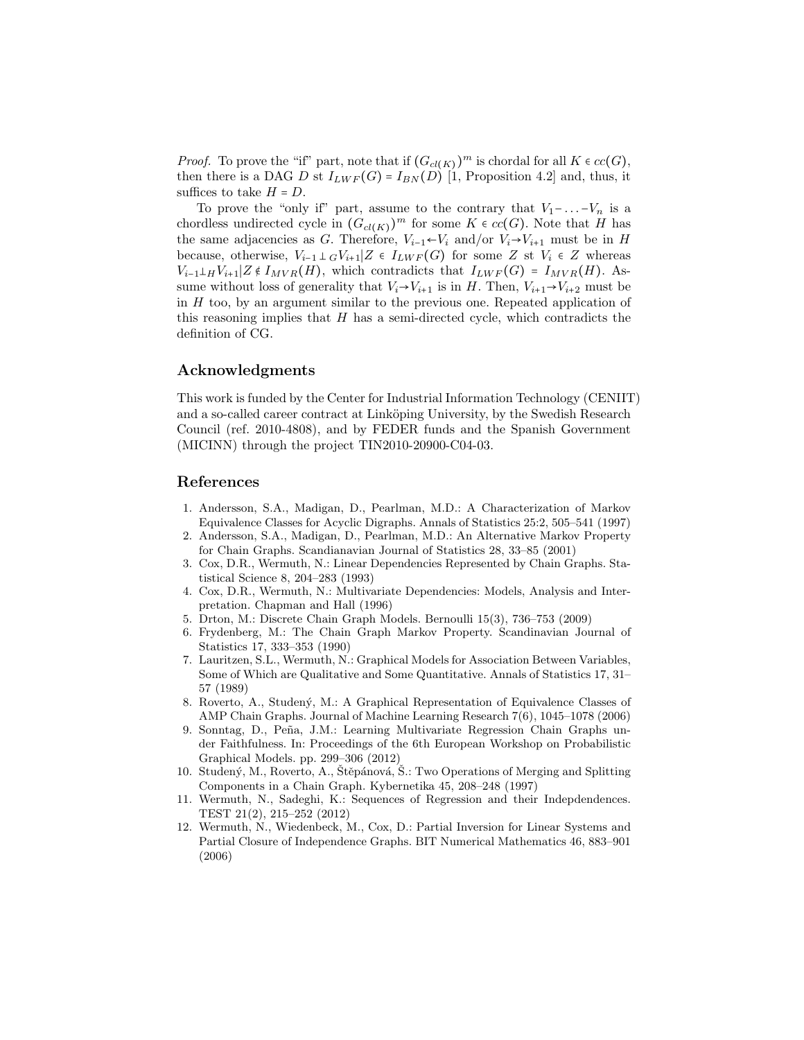*Proof.* To prove the "if" part, note that if $(G_{cl(K)})^m$ is chordal for all $K \in cc(G)$, then there is a DAG $D$ st $I_{LWF}(G) = I_{BN}(D)$ [1, Proposition 4.2] and, thus, it suffices to take $H = D$.

To prove the "only if" part, assume to the contrary that $V_1 - \ldots - V_n$ is a chordless undirected cycle in $(G_{cl(K)})^m$ for some $K \in cc(G)$. Note that $H$ has the same adjacencies as $G$. Therefore, $V_{i-1} \leftarrow V_i$ and/or $V_i \rightarrow V_{i+1}$ must be in $H$ because, otherwise, $V_{i-1} \perp_G V_{i+1} | Z \in I_{LWF}(G)$ for some $Z$ st $V_i \in Z$ whereas $V_{i-1} \perp_H V_{i+1} | Z \notin I_{MVR}(H)$, which contradicts that $I_{LWF}(G) = I_{MVR}(H)$. Assume without loss of generality that $V_i \rightarrow V_{i+1}$ is in $H$. Then, $V_{i+1} \rightarrow V_{i+2}$ must be in $H$ too, by an argument similar to the previous one. Repeated application of this reasoning implies that $H$ has a semi-directed cycle, which contradicts the definition of CG.

## Acknowledgments

This work is funded by the Center for Industrial Information Technology (CENIIT) and a so-called career contract at Linköping University, by the Swedish Research Council (ref. 2010-4808), and by FEDER funds and the Spanish Government (MICINN) through the project TIN2010-20900-C04-03.

## References

1. Andersson, S.A., Madigan, D., Pearlman, M.D.: A Characterization of Markov Equivalence Classes for Acyclic Digraphs. Annals of Statistics 25:2, 505–541 (1997)
2. Andersson, S.A., Madigan, D., Pearlman, M.D.: An Alternative Markov Property for Chain Graphs. Scandianavian Journal of Statistics 28, 33–85 (2001)
3. Cox, D.R., Wermuth, N.: Linear Dependencies Represented by Chain Graphs. Statistical Science 8, 204–283 (1993)
4. Cox, D.R., Wermuth, N.: Multivariate Dependencies: Models, Analysis and Interpretation. Chapman and Hall (1996)
5. Drton, M.: Discrete Chain Graph Models. Bernoulli 15(3), 736–753 (2009)
6. Frydenberg, M.: The Chain Graph Markov Property. Scandinavian Journal of Statistics 17, 333–353 (1990)
7. Lauritzen, S.L., Wermuth, N.: Graphical Models for Association Between Variables, Some of Which are Qualitative and Some Quantitative. Annals of Statistics 17, 31–57 (1989)
8. Roverto, A., Studený, M.: A Graphical Representation of Equivalence Classes of AMP Chain Graphs. Journal of Machine Learning Research 7(6), 1045–1078 (2006)
9. Sonntag, D., Peña, J.M.: Learning Multivariate Regression Chain Graphs under Faithfulness. In: Proceedings of the 6th European Workshop on Probabilistic Graphical Models. pp. 299–306 (2012)
10. Studený, M., Roverto, A., Štěpánová, Š.: Two Operations of Merging and Splitting Components in a Chain Graph. Kybernetika 45, 208–248 (1997)
11. Wermuth, N., Sadeghi, K.: Sequences of Regression and their Indepdendences. TEST 21(2), 215–252 (2012)
12. Wermuth, N., Wiedenbeck, M., Cox, D.: Partial Inversion for Linear Systems and Partial Closure of Independence Graphs. BIT Numerical Mathematics 46, 883–901 (2006)